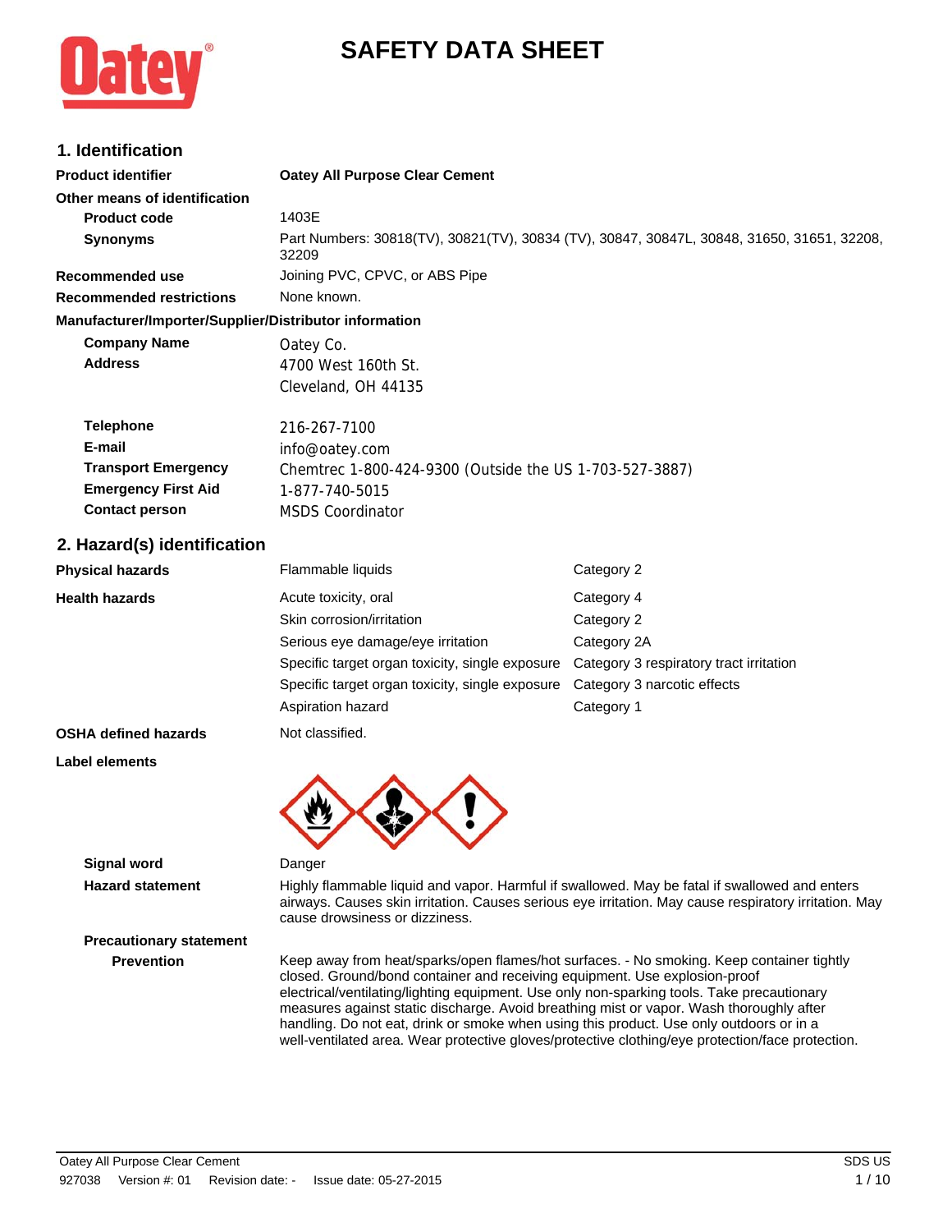# SAFETY DATA SHEET

## 1. Identification

| | |
|---|---|
| **Product identifier** | **Oatey All Purpose Clear Cement** |
| **Other means of identification** | |
| **Product code** | 1403E |
| **Synonyms** | Part Numbers: 30818(TV), 30821(TV), 30834 (TV), 30847, 30847L, 30848, 31650, 31651, 32208, 32209 |
| **Recommended use** | Joining PVC, CPVC, or ABS Pipe |
| **Recommended restrictions** | None known. |

**Manufacturer/Importer/Supplier/Distributor information**

| | |
|---|---|
| **Company Name** | Oatey Co. |
| **Address** | 4700 West 160th St.<br>Cleveland, OH 44135 |
| **Telephone** | 216-267-7100 |
| **E-mail** | info@oatey.com |
| **Transport Emergency** | Chemtrec 1-800-424-9300 (Outside the US 1-703-527-3887) |
| **Emergency First Aid** | 1-877-740-5015 |
| **Contact person** | MSDS Coordinator |

## 2. Hazard(s) identification

| | | |
|---|---|---|
| **Physical hazards** | Flammable liquids | Category 2 |
| **Health hazards** | Acute toxicity, oral | Category 4 |
| | Skin corrosion/irritation | Category 2 |
| | Serious eye damage/eye irritation | Category 2A |
| | Specific target organ toxicity, single exposure | Category 3 respiratory tract irritation |
| | Specific target organ toxicity, single exposure | Category 3 narcotic effects |
| | Aspiration hazard | Category 1 |
| **OSHA defined hazards** | Not classified. | |

**Label elements**

**Signal word** Danger

**Hazard statement** Highly flammable liquid and vapor. Harmful if swallowed. May be fatal if swallowed and enters airways. Causes skin irritation. Causes serious eye irritation. May cause respiratory irritation. May cause drowsiness or dizziness.

**Precautionary statement**

**Prevention** Keep away from heat/sparks/open flames/hot surfaces. - No smoking. Keep container tightly closed. Ground/bond container and receiving equipment. Use explosion-proof electrical/ventilating/lighting equipment. Use only non-sparking tools. Take precautionary measures against static discharge. Avoid breathing mist or vapor. Wash thoroughly after handling. Do not eat, drink or smoke when using this product. Use only outdoors or in a well-ventilated area. Wear protective gloves/protective clothing/eye protection/face protection.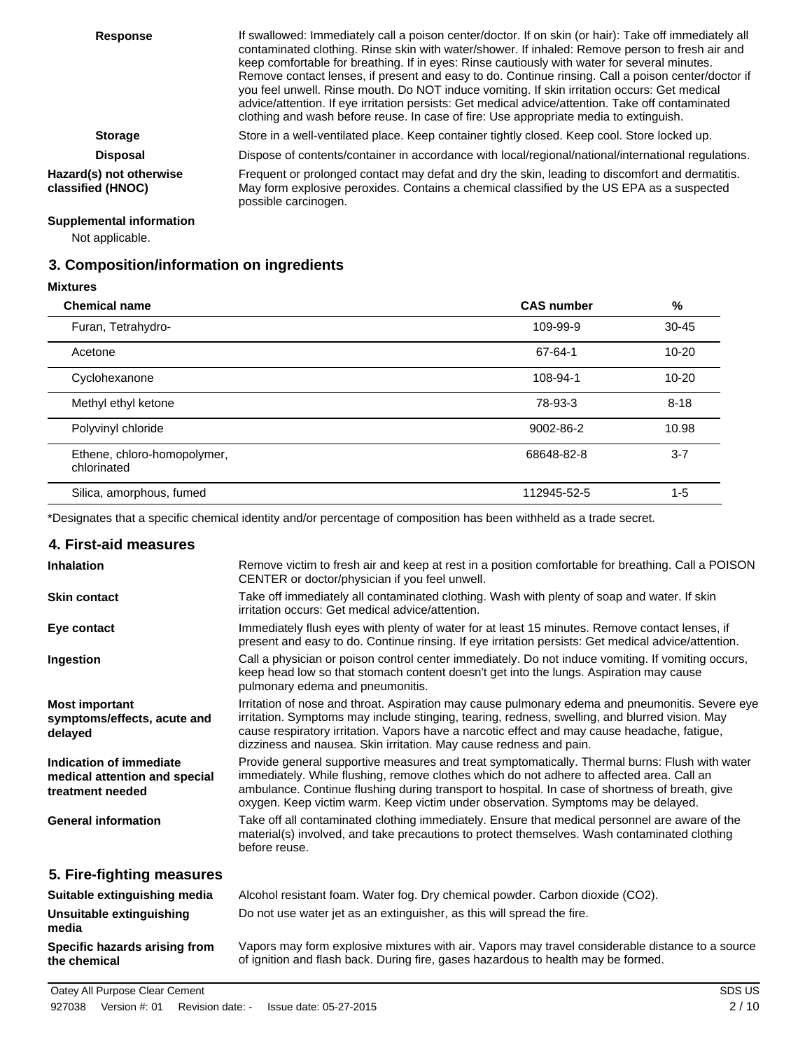| | |
|---|---|
| **Response** | If swallowed: Immediately call a poison center/doctor. If on skin (or hair): Take off immediately all contaminated clothing. Rinse skin with water/shower. If inhaled: Remove person to fresh air and keep comfortable for breathing. If in eyes: Rinse cautiously with water for several minutes. Remove contact lenses, if present and easy to do. Continue rinsing. Call a poison center/doctor if you feel unwell. Rinse mouth. Do NOT induce vomiting. If skin irritation occurs: Get medical advice/attention. If eye irritation persists: Get medical advice/attention. Take off contaminated clothing and wash before reuse. In case of fire: Use appropriate media to extinguish. |
| **Storage** | Store in a well-ventilated place. Keep container tightly closed. Keep cool. Store locked up. |
| **Disposal** | Dispose of contents/container in accordance with local/regional/national/international regulations. |
| **Hazard(s) not otherwise classified (HNOC)** | Frequent or prolonged contact may defat and dry the skin, leading to discomfort and dermatitis. May form explosive peroxides. Contains a chemical classified by the US EPA as a suspected possible carcinogen. |

**Supplemental information**

Not applicable.

## 3. Composition/information on ingredients

**Mixtures**

| Chemical name | CAS number | % |
|---|---|---|
| Furan, Tetrahydro- | 109-99-9 | 30-45 |
| Acetone | 67-64-1 | 10-20 |
| Cyclohexanone | 108-94-1 | 10-20 |
| Methyl ethyl ketone | 78-93-3 | 8-18 |
| Polyvinyl chloride | 9002-86-2 | 10.98 |
| Ethene, chloro-homopolymer, chlorinated | 68648-82-8 | 3-7 |
| Silica, amorphous, fumed | 112945-52-5 | 1-5 |

*Designates that a specific chemical identity and/or percentage of composition has been withheld as a trade secret.

## 4. First-aid measures

| | |
|---|---|
| **Inhalation** | Remove victim to fresh air and keep at rest in a position comfortable for breathing. Call a POISON CENTER or doctor/physician if you feel unwell. |
| **Skin contact** | Take off immediately all contaminated clothing. Wash with plenty of soap and water. If skin irritation occurs: Get medical advice/attention. |
| **Eye contact** | Immediately flush eyes with plenty of water for at least 15 minutes. Remove contact lenses, if present and easy to do. Continue rinsing. If eye irritation persists: Get medical advice/attention. |
| **Ingestion** | Call a physician or poison control center immediately. Do not induce vomiting. If vomiting occurs, keep head low so that stomach content doesn't get into the lungs. Aspiration may cause pulmonary edema and pneumonitis. |
| **Most important symptoms/effects, acute and delayed** | Irritation of nose and throat. Aspiration may cause pulmonary edema and pneumonitis. Severe eye irritation. Symptoms may include stinging, tearing, redness, swelling, and blurred vision. May cause respiratory irritation. Vapors have a narcotic effect and may cause headache, fatigue, dizziness and nausea. Skin irritation. May cause redness and pain. |
| **Indication of immediate medical attention and special treatment needed** | Provide general supportive measures and treat symptomatically. Thermal burns: Flush with water immediately. While flushing, remove clothes which do not adhere to affected area. Call an ambulance. Continue flushing during transport to hospital. In case of shortness of breath, give oxygen. Keep victim warm. Keep victim under observation. Symptoms may be delayed. |
| **General information** | Take off all contaminated clothing immediately. Ensure that medical personnel are aware of the material(s) involved, and take precautions to protect themselves. Wash contaminated clothing before reuse. |

## 5. Fire-fighting measures

| | |
|---|---|
| **Suitable extinguishing media** | Alcohol resistant foam. Water fog. Dry chemical powder. Carbon dioxide ($CO_2$). |
| **Unsuitable extinguishing media** | Do not use water jet as an extinguisher, as this will spread the fire. |
| **Specific hazards arising from the chemical** | Vapors may form explosive mixtures with air. Vapors may travel considerable distance to a source of ignition and flash back. During fire, gases hazardous to health may be formed. |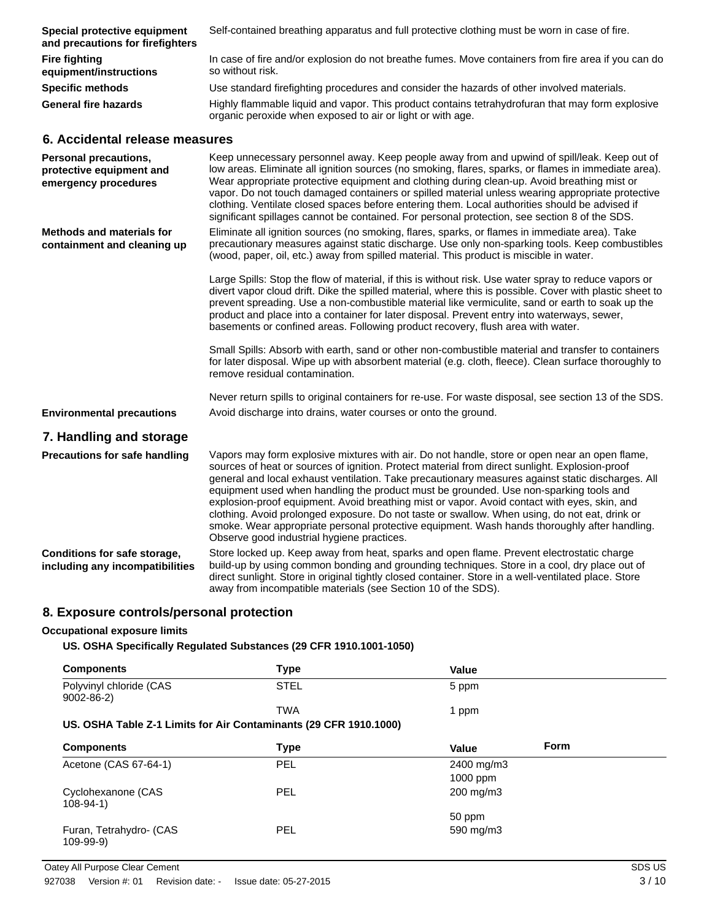| | |
|---|---|
| **Special protective equipment and precautions for firefighters** | Self-contained breathing apparatus and full protective clothing must be worn in case of fire. |
| **Fire fighting equipment/instructions** | In case of fire and/or explosion do not breathe fumes. Move containers from fire area if you can do so without risk. |
| **Specific methods** | Use standard firefighting procedures and consider the hazards of other involved materials. |
| **General fire hazards** | Highly flammable liquid and vapor. This product contains tetrahydrofuran that may form explosive organic peroxide when exposed to air or light or with age. |

## 6. Accidental release measures

**Personal precautions, protective equipment and emergency procedures**

Keep unnecessary personnel away. Keep people away from and upwind of spill/leak. Keep out of low areas. Eliminate all ignition sources (no smoking, flares, sparks, or flames in immediate area). Wear appropriate protective equipment and clothing during clean-up. Avoid breathing mist or vapor. Do not touch damaged containers or spilled material unless wearing appropriate protective clothing. Ventilate closed spaces before entering them. Local authorities should be advised if significant spillages cannot be contained. For personal protection, see section 8 of the SDS.

**Methods and materials for containment and cleaning up**

Eliminate all ignition sources (no smoking, flares, sparks, or flames in immediate area). Take precautionary measures against static discharge. Use only non-sparking tools. Keep combustibles (wood, paper, oil, etc.) away from spilled material. This product is miscible in water.

Large Spills: Stop the flow of material, if this is without risk. Use water spray to reduce vapors or divert vapor cloud drift. Dike the spilled material, where this is possible. Cover with plastic sheet to prevent spreading. Use a non-combustible material like vermiculite, sand or earth to soak up the product and place into a container for later disposal. Prevent entry into waterways, sewer, basements or confined areas. Following product recovery, flush area with water.

Small Spills: Absorb with earth, sand or other non-combustible material and transfer to containers for later disposal. Wipe up with absorbent material (e.g. cloth, fleece). Clean surface thoroughly to remove residual contamination.

Never return spills to original containers for re-use. For waste disposal, see section 13 of the SDS.

**Environmental precautions**

Avoid discharge into drains, water courses or onto the ground.

## 7. Handling and storage

**Precautions for safe handling**

Vapors may form explosive mixtures with air. Do not handle, store or open near an open flame, sources of heat or sources of ignition. Protect material from direct sunlight. Explosion-proof general and local exhaust ventilation. Take precautionary measures against static discharges. All equipment used when handling the product must be grounded. Use non-sparking tools and explosion-proof equipment. Avoid breathing mist or vapor. Avoid contact with eyes, skin, and clothing. Avoid prolonged exposure. Do not taste or swallow. When using, do not eat, drink or smoke. Wear appropriate personal protective equipment. Wash hands thoroughly after handling. Observe good industrial hygiene practices.

**Conditions for safe storage, including any incompatibilities**

Store locked up. Keep away from heat, sparks and open flame. Prevent electrostatic charge build-up by using common bonding and grounding techniques. Store in a cool, dry place out of direct sunlight. Store in original tightly closed container. Store in a well-ventilated place. Store away from incompatible materials (see Section 10 of the SDS).

## 8. Exposure controls/personal protection

**Occupational exposure limits**

**US. OSHA Specifically Regulated Substances (29 CFR 1910.1001-1050)**

| Components | Type | Value |
|---|---|---|
| Polyvinyl chloride (CAS 9002-86-2) | STEL | 5 ppm |
| | TWA | 1 ppm |

**US. OSHA Table Z-1 Limits for Air Contaminants (29 CFR 1910.1000)**

| Components | Type | Value | Form |
|---|---|---|---|
| Acetone (CAS 67-64-1) | PEL | 2400 mg/m3 | |
| | | 1000 ppm | |
| Cyclohexanone (CAS 108-94-1) | PEL | 200 mg/m3 | |
| | | 50 ppm | |
| Furan, Tetrahydro- (CAS 109-99-9) | PEL | 590 mg/m3 | |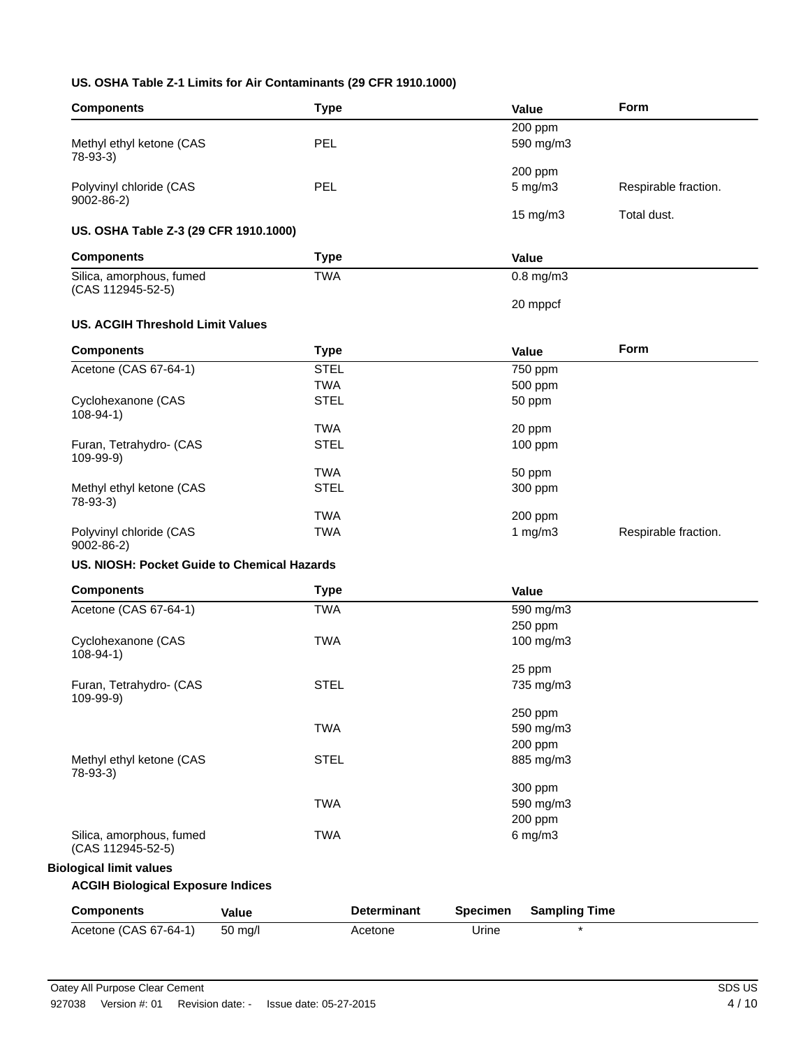### US. OSHA Table Z-1 Limits for Air Contaminants (29 CFR 1910.1000)

| Components | Type | Value | Form |
|---|---|---|---|
| Methyl ethyl ketone (CAS 78-93-3) | PEL | 200 ppm | |
| | | 590 mg/m3 | |
| Polyvinyl chloride (CAS 9002-86-2) | PEL | 200 ppm | |
| | | 5 mg/m3 | Respirable fraction. |
| | | 15 mg/m3 | Total dust. |

### US. OSHA Table Z-3 (29 CFR 1910.1000)

| Components | Type | Value |
|---|---|---|
| Silica, amorphous, fumed (CAS 112945-52-5) | TWA | 0.8 mg/m3 |
| | | 20 mppcf |

### US. ACGIH Threshold Limit Values

| Components | Type | Value | Form |
|---|---|---|---|
| Acetone (CAS 67-64-1) | STEL | 750 ppm | |
| | TWA | 500 ppm | |
| Cyclohexanone (CAS 108-94-1) | STEL | 50 ppm | |
| | TWA | 20 ppm | |
| Furan, Tetrahydro- (CAS 109-99-9) | STEL | 100 ppm | |
| | TWA | 50 ppm | |
| Methyl ethyl ketone (CAS 78-93-3) | STEL | 300 ppm | |
| | TWA | 200 ppm | |
| Polyvinyl chloride (CAS 9002-86-2) | TWA | 1 mg/m3 | Respirable fraction. |

### US. NIOSH: Pocket Guide to Chemical Hazards

| Components | Type | Value |
|---|---|---|
| Acetone (CAS 67-64-1) | TWA | 590 mg/m3 |
| | | 250 ppm |
| Cyclohexanone (CAS 108-94-1) | TWA | 100 mg/m3 |
| | | 25 ppm |
| Furan, Tetrahydro- (CAS 109-99-9) | STEL | 735 mg/m3 |
| | | 250 ppm |
| | TWA | 590 mg/m3 |
| | | 200 ppm |
| Methyl ethyl ketone (CAS 78-93-3) | STEL | 885 mg/m3 |
| | | 300 ppm |
| | TWA | 590 mg/m3 |
| | | 200 ppm |
| Silica, amorphous, fumed (CAS 112945-52-5) | TWA | 6 mg/m3 |

## Biological limit values

### ACGIH Biological Exposure Indices

| Components | Value | Determinant | Specimen | Sampling Time |
|---|---|---|---|---|
| Acetone (CAS 67-64-1) | 50 mg/l | Acetone | Urine | * |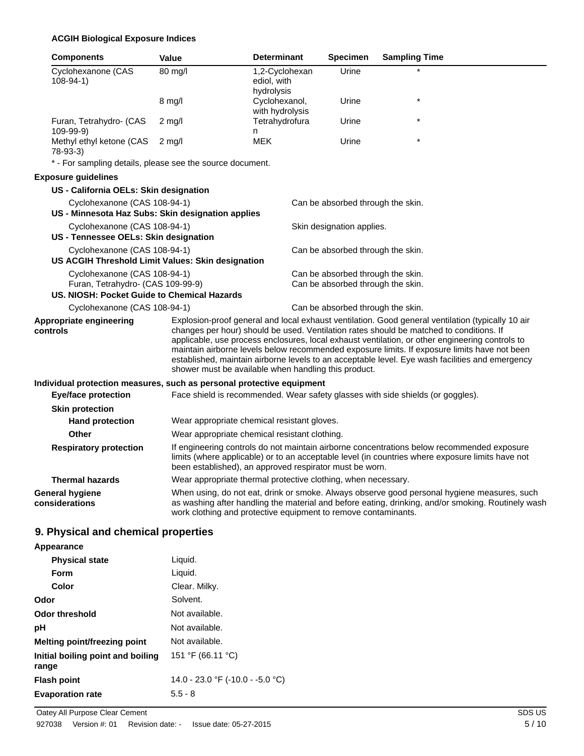**ACGIH Biological Exposure Indices**

| Components | Value | Determinant | Specimen | Sampling Time |
|---|---|---|---|---|
| Cyclohexanone (CAS 108-94-1) | 80 mg/l | 1,2-Cyclohexanediol, with hydrolysis | Urine | * |
| | 8 mg/l | Cyclohexanol, with hydrolysis | Urine | * |
| Furan, Tetrahydro- (CAS 109-99-9) | 2 mg/l | Tetrahydrofuran | Urine | * |
| Methyl ethyl ketone (CAS 78-93-3) | 2 mg/l | MEK | Urine | * |

* - For sampling details, please see the source document.

**Exposure guidelines**

**US - California OELs: Skin designation**

| | |
|---|---|
| Cyclohexanone (CAS 108-94-1) | Can be absorbed through the skin. |

**US - Minnesota Haz Subs: Skin designation applies**

| | |
|---|---|
| Cyclohexanone (CAS 108-94-1) | Skin designation applies. |

**US - Tennessee OELs: Skin designation**

| | |
|---|---|
| Cyclohexanone (CAS 108-94-1) | Can be absorbed through the skin. |

**US ACGIH Threshold Limit Values: Skin designation**

| | |
|---|---|
| Cyclohexanone (CAS 108-94-1) | Can be absorbed through the skin. |
| Furan, Tetrahydro- (CAS 109-99-9) | Can be absorbed through the skin. |

**US. NIOSH: Pocket Guide to Chemical Hazards**

| | |
|---|---|
| Cyclohexanone (CAS 108-94-1) | Can be absorbed through the skin. |

**Appropriate engineering controls**

Explosion-proof general and local exhaust ventilation. Good general ventilation (typically 10 air changes per hour) should be used. Ventilation rates should be matched to conditions. If applicable, use process enclosures, local exhaust ventilation, or other engineering controls to maintain airborne levels below recommended exposure limits. If exposure limits have not been established, maintain airborne levels to an acceptable level. Eye wash facilities and emergency shower must be available when handling this product.

**Individual protection measures, such as personal protective equipment**

**Eye/face protection**

Face shield is recommended. Wear safety glasses with side shields (or goggles).

**Skin protection**

**Hand protection**

Wear appropriate chemical resistant gloves.

**Other**

Wear appropriate chemical resistant clothing.

**Respiratory protection**

If engineering controls do not maintain airborne concentrations below recommended exposure limits (where applicable) or to an acceptable level (in countries where exposure limits have not been established), an approved respirator must be worn.

**Thermal hazards**

Wear appropriate thermal protective clothing, when necessary.

**General hygiene considerations**

When using, do not eat, drink or smoke. Always observe good personal hygiene measures, such as washing after handling the material and before eating, drinking, and/or smoking. Routinely wash work clothing and protective equipment to remove contaminants.

## 9. Physical and chemical properties

| | |
|---|---|
| **Appearance** | |
| **Physical state** | Liquid. |
| **Form** | Liquid. |
| **Color** | Clear. Milky. |
| **Odor** | Solvent. |
| **Odor threshold** | Not available. |
| **pH** | Not available. |
| **Melting point/freezing point** | Not available. |
| **Initial boiling point and boiling range** | 151 °F (66.11 °C) |
| **Flash point** | 14.0 - 23.0 °F (-10.0 - -5.0 °C) |
| **Evaporation rate** | 5.5 - 8 |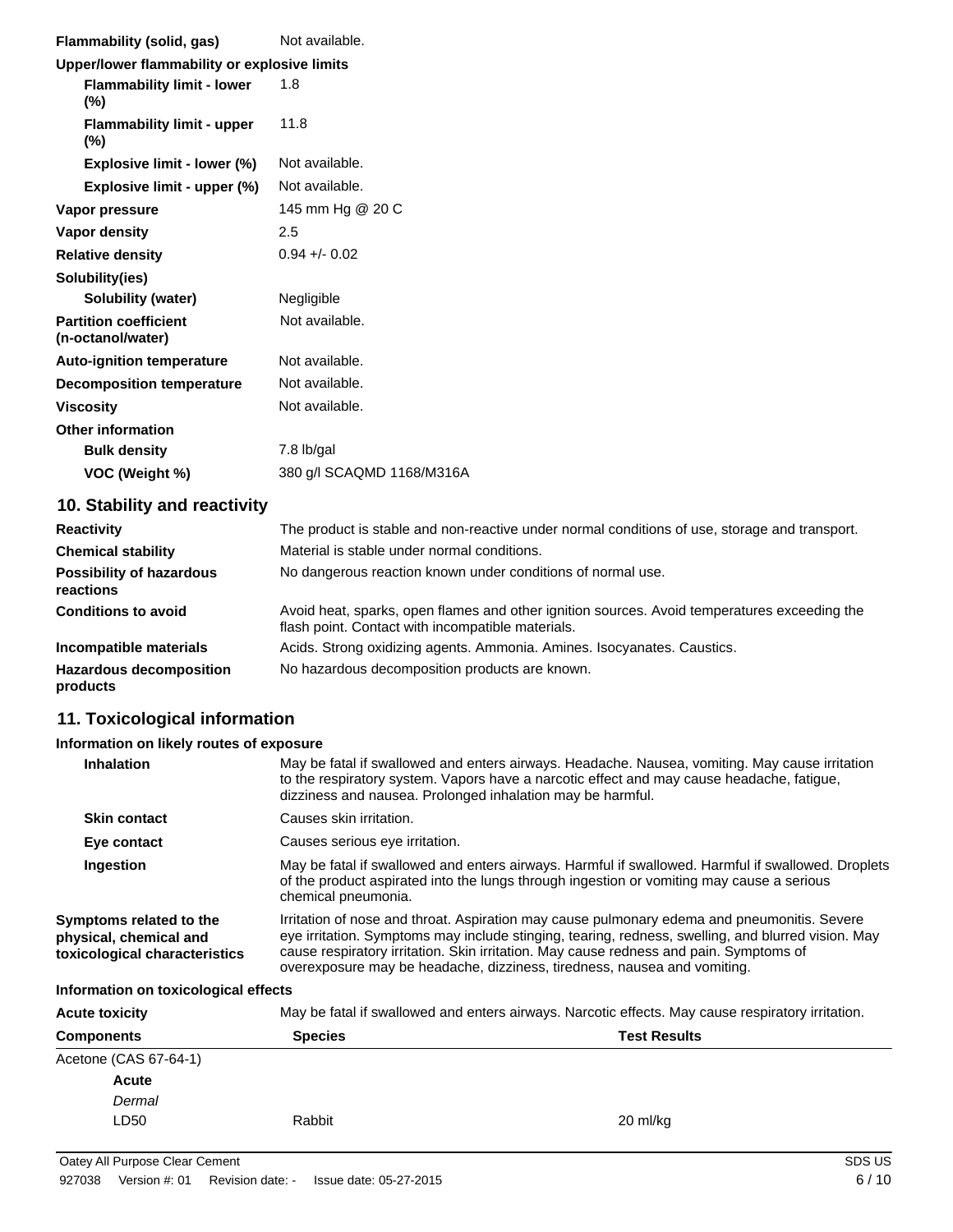| | |
|---|---|
| **Flammability (solid, gas)** | Not available. |
| **Upper/lower flammability or explosive limits** | |
| **Flammability limit - lower (%)** | 1.8 |
| **Flammability limit - upper (%)** | 11.8 |
| **Explosive limit - lower (%)** | Not available. |
| **Explosive limit - upper (%)** | Not available. |
| **Vapor pressure** | 145 mm Hg @ 20 C |
| **Vapor density** | 2.5 |
| **Relative density** | 0.94 +/- 0.02 |
| **Solubility(ies)** | |
| **Solubility (water)** | Negligible |
| **Partition coefficient (n-octanol/water)** | Not available. |
| **Auto-ignition temperature** | Not available. |
| **Decomposition temperature** | Not available. |
| **Viscosity** | Not available. |
| **Other information** | |
| **Bulk density** | 7.8 lb/gal |
| **VOC (Weight %)** | 380 g/l SCAQMD 1168/M316A |

## 10. Stability and reactivity

| | |
|---|---|
| **Reactivity** | The product is stable and non-reactive under normal conditions of use, storage and transport. |
| **Chemical stability** | Material is stable under normal conditions. |
| **Possibility of hazardous reactions** | No dangerous reaction known under conditions of normal use. |
| **Conditions to avoid** | Avoid heat, sparks, open flames and other ignition sources. Avoid temperatures exceeding the flash point. Contact with incompatible materials. |
| **Incompatible materials** | Acids. Strong oxidizing agents. Ammonia. Amines. Isocyanates. Caustics. |
| **Hazardous decomposition products** | No hazardous decomposition products are known. |

## 11. Toxicological information

**Information on likely routes of exposure**

| | |
|---|---|
| **Inhalation** | May be fatal if swallowed and enters airways. Headache. Nausea, vomiting. May cause irritation to the respiratory system. Vapors have a narcotic effect and may cause headache, fatigue, dizziness and nausea. Prolonged inhalation may be harmful. |
| **Skin contact** | Causes skin irritation. |
| **Eye contact** | Causes serious eye irritation. |
| **Ingestion** | May be fatal if swallowed and enters airways. Harmful if swallowed. Harmful if swallowed. Droplets of the product aspirated into the lungs through ingestion or vomiting may cause a serious chemical pneumonia. |
| **Symptoms related to the physical, chemical and toxicological characteristics** | Irritation of nose and throat. Aspiration may cause pulmonary edema and pneumonitis. Severe eye irritation. Symptoms may include stinging, tearing, redness, swelling, and blurred vision. May cause respiratory irritation. Skin irritation. May cause redness and pain. Symptoms of overexposure may be headache, dizziness, tiredness, nausea and vomiting. |

**Information on toxicological effects**

**Acute toxicity** May be fatal if swallowed and enters airways. Narcotic effects. May cause respiratory irritation.

| Components | Species | Test Results |
|---|---|---|
| Acetone (CAS 67-64-1) | | |
| **Acute** | | |
| *Dermal* | | |
| LD50 | Rabbit | 20 ml/kg |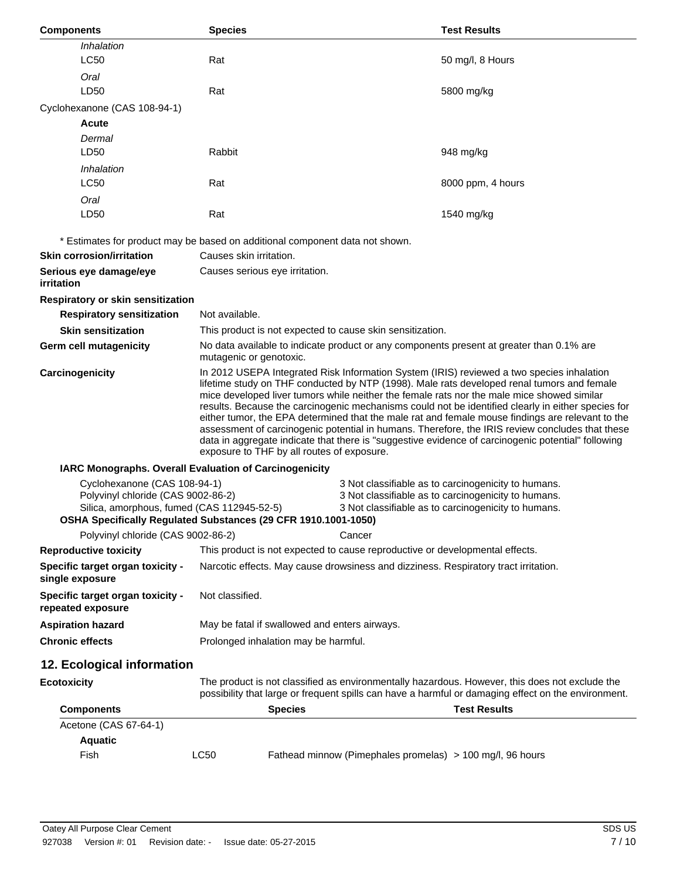| Components | Species | Test Results |
|---|---|---|
| *Inhalation* | | |
| LC50 | Rat | 50 mg/l, 8 Hours |
| *Oral* | | |
| LD50 | Rat | 5800 mg/kg |
| Cyclohexanone (CAS 108-94-1) | | |
| **Acute** | | |
| *Dermal* | | |
| LD50 | Rabbit | 948 mg/kg |
| *Inhalation* | | |
| LC50 | Rat | 8000 ppm, 4 hours |
| *Oral* | | |
| LD50 | Rat | 1540 mg/kg |

\* Estimates for product may be based on additional component data not shown.

**Skin corrosion/irritation** Causes skin irritation.

**Serious eye damage/eye irritation** Causes serious eye irritation.

**Respiratory or skin sensitization**

**Respiratory sensitization** Not available.

**Skin sensitization** This product is not expected to cause skin sensitization.

**Germ cell mutagenicity** No data available to indicate product or any components present at greater than 0.1% are mutagenic or genotoxic.

**Carcinogenicity** In 2012 USEPA Integrated Risk Information System (IRIS) reviewed a two species inhalation lifetime study on THF conducted by NTP (1998). Male rats developed renal tumors and female mice developed liver tumors while neither the female rats nor the male mice showed similar results. Because the carcinogenic mechanisms could not be identified clearly in either species for either tumor, the EPA determined that the male rat and female mouse findings are relevant to the assessment of carcinogenic potential in humans. Therefore, the IRIS review concludes that these data in aggregate indicate that there is "suggestive evidence of carcinogenic potential" following exposure to THF by all routes of exposure.

**IARC Monographs. Overall Evaluation of Carcinogenicity**

| | |
|---|---|
| Cyclohexanone (CAS 108-94-1) | 3 Not classifiable as to carcinogenicity to humans. |
| Polyvinyl chloride (CAS 9002-86-2) | 3 Not classifiable as to carcinogenicity to humans. |
| Silica, amorphous, fumed (CAS 112945-52-5) | 3 Not classifiable as to carcinogenicity to humans. |

**OSHA Specifically Regulated Substances (29 CFR 1910.1001-1050)**

| | |
|---|---|
| Polyvinyl chloride (CAS 9002-86-2) | Cancer |

**Reproductive toxicity** This product is not expected to cause reproductive or developmental effects.

**Specific target organ toxicity - single exposure** Narcotic effects. May cause drowsiness and dizziness. Respiratory tract irritation.

**Specific target organ toxicity - repeated exposure** Not classified.

**Aspiration hazard** May be fatal if swallowed and enters airways.

**Chronic effects** Prolonged inhalation may be harmful.

## 12. Ecological information

**Ecotoxicity** The product is not classified as environmentally hazardous. However, this does not exclude the possibility that large or frequent spills can have a harmful or damaging effect on the environment.

| Components | | Species | Test Results |
|---|---|---|---|
| Acetone (CAS 67-64-1) | | | |
| **Aquatic** | | | |
| Fish | LC50 | Fathead minnow (Pimephales promelas) | > 100 mg/l, 96 hours |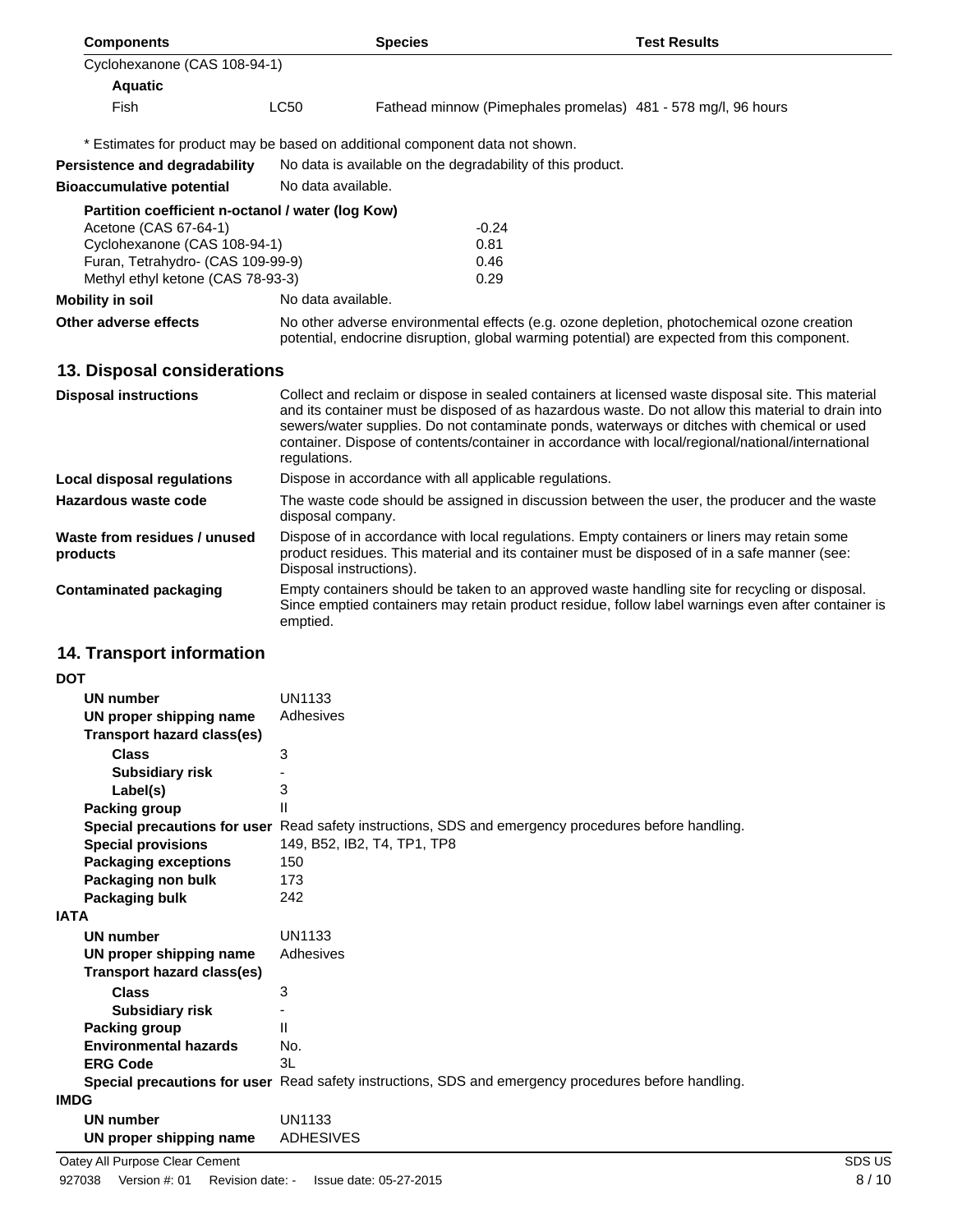| Components | | Species | Test Results |
|---|---|---|---|
| Cyclohexanone (CAS 108-94-1) | | | |
| **Aquatic** | | | |
| Fish | LC50 | Fathead minnow (Pimephales promelas) | 481 - 578 mg/l, 96 hours |

\* Estimates for product may be based on additional component data not shown.

**Persistence and degradability** No data is available on the degradability of this product.

**Bioaccumulative potential** No data available.

**Partition coefficient n-octanol / water (log Kow)**

| | |
|---|---|
| Acetone (CAS 67-64-1) | -0.24 |
| Cyclohexanone (CAS 108-94-1) | 0.81 |
| Furan, Tetrahydro- (CAS 109-99-9) | 0.46 |
| Methyl ethyl ketone (CAS 78-93-3) | 0.29 |

**Mobility in soil** No data available.

**Other adverse effects** No other adverse environmental effects (e.g. ozone depletion, photochemical ozone creation potential, endocrine disruption, global warming potential) are expected from this component.

## 13. Disposal considerations

**Disposal instructions** Collect and reclaim or dispose in sealed containers at licensed waste disposal site. This material and its container must be disposed of as hazardous waste. Do not allow this material to drain into sewers/water supplies. Do not contaminate ponds, waterways or ditches with chemical or used container. Dispose of contents/container in accordance with local/regional/national/international regulations.

**Local disposal regulations** Dispose in accordance with all applicable regulations.

**Hazardous waste code** The waste code should be assigned in discussion between the user, the producer and the waste disposal company.

**Waste from residues / unused products** Dispose of in accordance with local regulations. Empty containers or liners may retain some product residues. This material and its container must be disposed of in a safe manner (see: Disposal instructions).

**Contaminated packaging** Empty containers should be taken to an approved waste handling site for recycling or disposal. Since emptied containers may retain product residue, follow label warnings even after container is emptied.

## 14. Transport information

**DOT**

- **UN number** UN1133
- **UN proper shipping name** Adhesives
- **Transport hazard class(es)**
  - **Class** 3
  - **Subsidiary risk** -
  - **Label(s)** 3
- **Packing group** II
- **Special precautions for user** Read safety instructions, SDS and emergency procedures before handling.
- **Special provisions** 149, B52, IB2, T4, TP1, TP8
- **Packaging exceptions** 150
- **Packaging non bulk** 173
- **Packaging bulk** 242

**IATA**

- **UN number** UN1133
- **UN proper shipping name** Adhesives
- **Transport hazard class(es)**
  - **Class** 3
  - **Subsidiary risk** -
- **Packing group** II
- **Environmental hazards** No.
- **ERG Code** 3L
- **Special precautions for user** Read safety instructions, SDS and emergency procedures before handling.

**IMDG**

- **UN number** UN1133
- **UN proper shipping name** ADHESIVES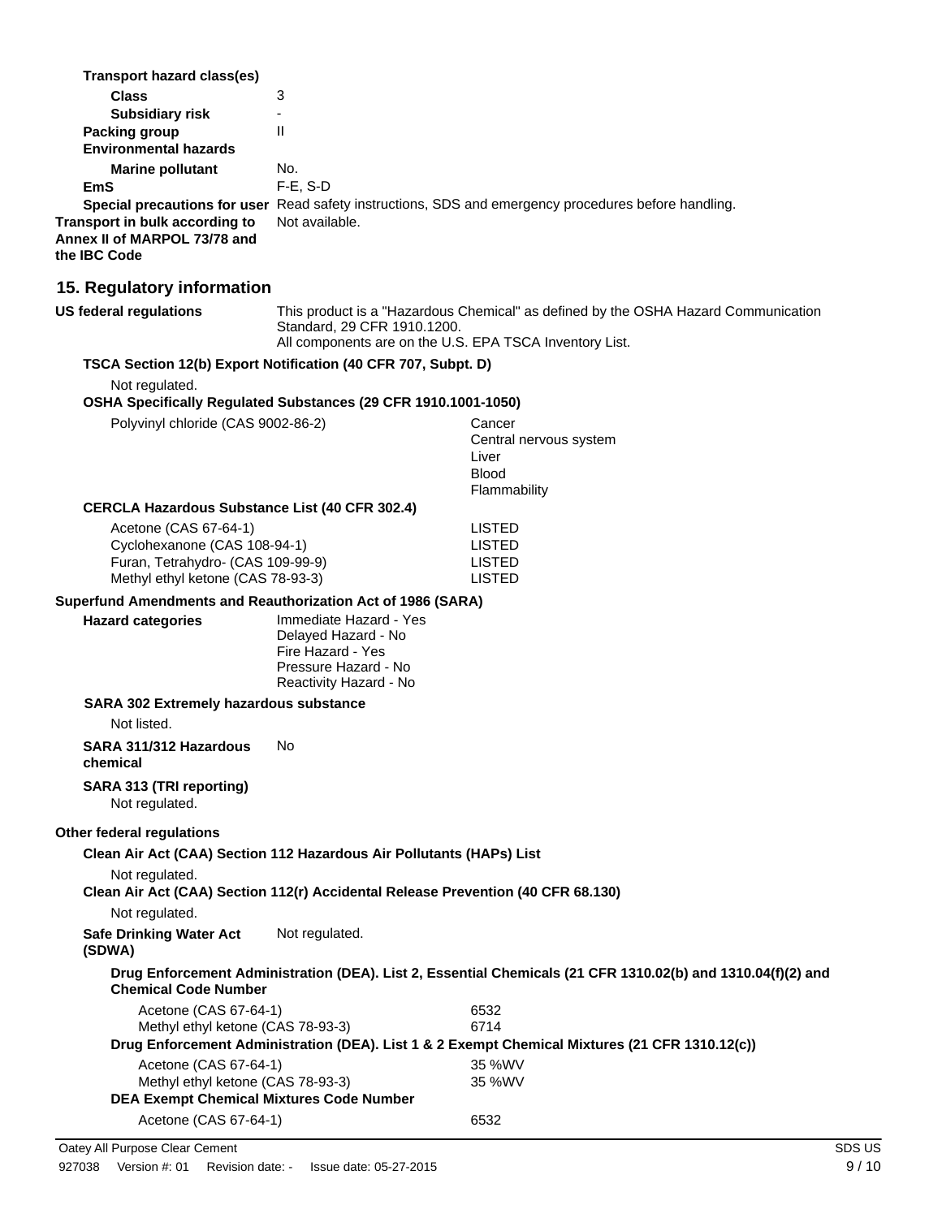**Transport hazard class(es)**

| | |
|---|---|
| **Class** | 3 |
| **Subsidiary risk** | - |
| **Packing group** | II |
| **Environmental hazards** | |
| **Marine pollutant** | No. |
| **EmS** | F-E, S-D |
| **Special precautions for user** | Read safety instructions, SDS and emergency procedures before handling. |
| **Transport in bulk according to Annex II of MARPOL 73/78 and the IBC Code** | Not available. |

## 15. Regulatory information

**US federal regulations**

This product is a "Hazardous Chemical" as defined by the OSHA Hazard Communication Standard, 29 CFR 1910.1200.
All components are on the U.S. EPA TSCA Inventory List.

**TSCA Section 12(b) Export Notification (40 CFR 707, Subpt. D)**

Not regulated.

**OSHA Specifically Regulated Substances (29 CFR 1910.1001-1050)**

| | |
|---|---|
| Polyvinyl chloride (CAS 9002-86-2) | Cancer<br>Central nervous system<br>Liver<br>Blood<br>Flammability |

**CERCLA Hazardous Substance List (40 CFR 302.4)**

| | |
|---|---|
| Acetone (CAS 67-64-1) | LISTED |
| Cyclohexanone (CAS 108-94-1) | LISTED |
| Furan, Tetrahydro- (CAS 109-99-9) | LISTED |
| Methyl ethyl ketone (CAS 78-93-3) | LISTED |

**Superfund Amendments and Reauthorization Act of 1986 (SARA)**

**Hazard categories**

Immediate Hazard - Yes
Delayed Hazard - No
Fire Hazard - Yes
Pressure Hazard - No
Reactivity Hazard - No

**SARA 302 Extremely hazardous substance**

Not listed.

**SARA 311/312 Hazardous chemical** No

**SARA 313 (TRI reporting)**

Not regulated.

**Other federal regulations**

**Clean Air Act (CAA) Section 112 Hazardous Air Pollutants (HAPs) List**

Not regulated.

**Clean Air Act (CAA) Section 112(r) Accidental Release Prevention (40 CFR 68.130)**

Not regulated.

**Safe Drinking Water Act (SDWA)** Not regulated.

**Drug Enforcement Administration (DEA). List 2, Essential Chemicals (21 CFR 1310.02(b) and 1310.04(f)(2) and Chemical Code Number**

| | |
|---|---|
| Acetone (CAS 67-64-1) | 6532 |
| Methyl ethyl ketone (CAS 78-93-3) | 6714 |

**Drug Enforcement Administration (DEA). List 1 & 2 Exempt Chemical Mixtures (21 CFR 1310.12(c))**

| | |
|---|---|
| Acetone (CAS 67-64-1) | 35 %WV |
| Methyl ethyl ketone (CAS 78-93-3) | 35 %WV |

**DEA Exempt Chemical Mixtures Code Number**

| | |
|---|---|
| Acetone (CAS 67-64-1) | 6532 |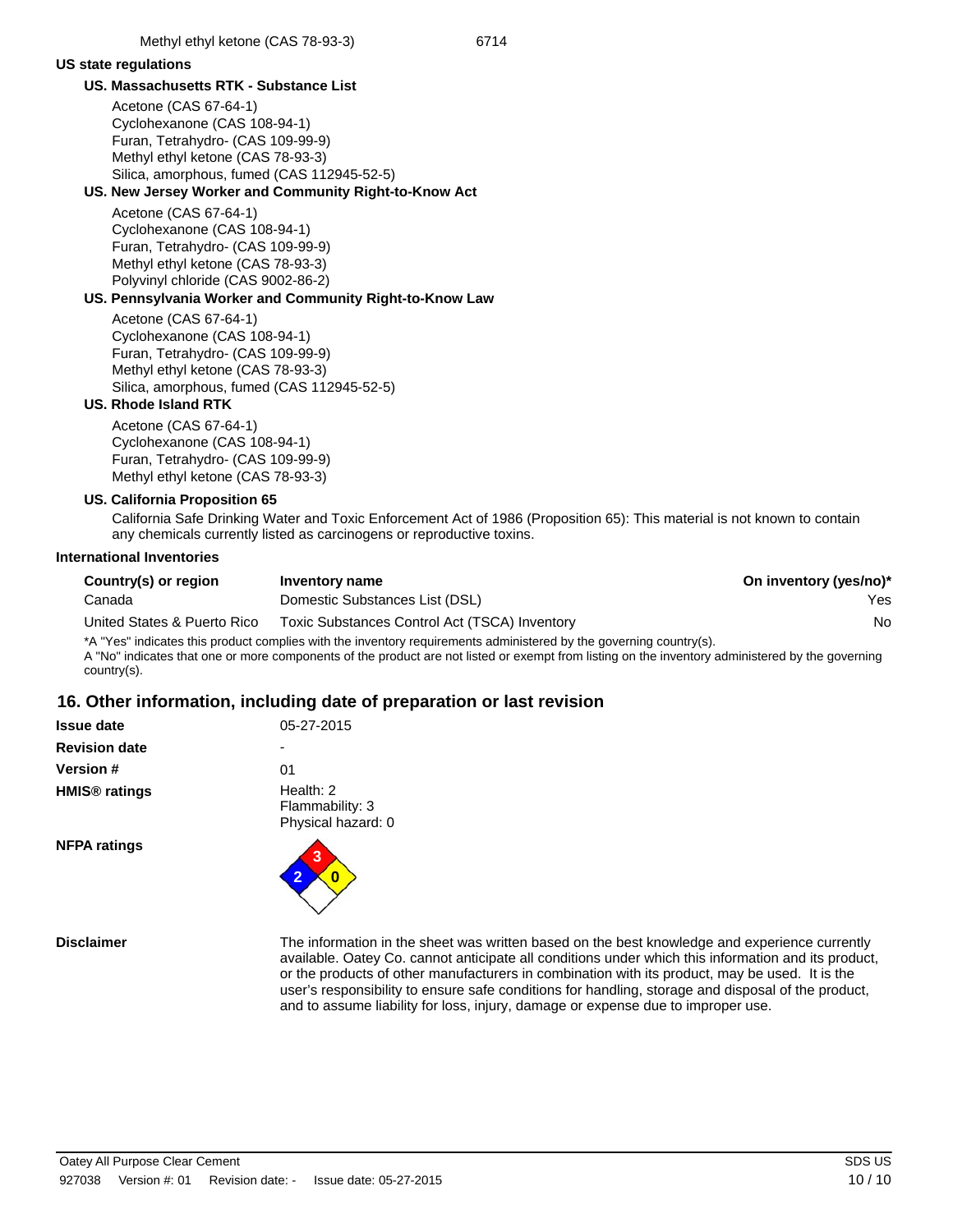Methyl ethyl ketone (CAS 78-93-3) 6714

**US state regulations**

**US. Massachusetts RTK - Substance List**

Acetone (CAS 67-64-1)
Cyclohexanone (CAS 108-94-1)
Furan, Tetrahydro- (CAS 109-99-9)
Methyl ethyl ketone (CAS 78-93-3)
Silica, amorphous, fumed (CAS 112945-52-5)

**US. New Jersey Worker and Community Right-to-Know Act**

Acetone (CAS 67-64-1)
Cyclohexanone (CAS 108-94-1)
Furan, Tetrahydro- (CAS 109-99-9)
Methyl ethyl ketone (CAS 78-93-3)
Polyvinyl chloride (CAS 9002-86-2)

**US. Pennsylvania Worker and Community Right-to-Know Law**

Acetone (CAS 67-64-1)
Cyclohexanone (CAS 108-94-1)
Furan, Tetrahydro- (CAS 109-99-9)
Methyl ethyl ketone (CAS 78-93-3)
Silica, amorphous, fumed (CAS 112945-52-5)

**US. Rhode Island RTK**

Acetone (CAS 67-64-1)
Cyclohexanone (CAS 108-94-1)
Furan, Tetrahydro- (CAS 109-99-9)
Methyl ethyl ketone (CAS 78-93-3)

**US. California Proposition 65**

California Safe Drinking Water and Toxic Enforcement Act of 1986 (Proposition 65): This material is not known to contain any chemicals currently listed as carcinogens or reproductive toxins.

**International Inventories**

| Country(s) or region | Inventory name | On inventory (yes/no)* |
|---|---|---|
| Canada | Domestic Substances List (DSL) | Yes |
| United States & Puerto Rico | Toxic Substances Control Act (TSCA) Inventory | No |

*A "Yes" indicates this product complies with the inventory requirements administered by the governing country(s).
A "No" indicates that one or more components of the product are not listed or exempt from listing on the inventory administered by the governing country(s).

## 16. Other information, including date of preparation or last revision

**Issue date** 05-27-2015

**Revision date** -

**Version #** 01

**HMIS® ratings**
Health: 2
Flammability: 3
Physical hazard: 0

**NFPA ratings**

3
2 0

**Disclaimer**

The information in the sheet was written based on the best knowledge and experience currently available. Oatey Co. cannot anticipate all conditions under which this information and its product, or the products of other manufacturers in combination with its product, may be used. It is the user's responsibility to ensure safe conditions for handling, storage and disposal of the product, and to assume liability for loss, injury, damage or expense due to improper use.